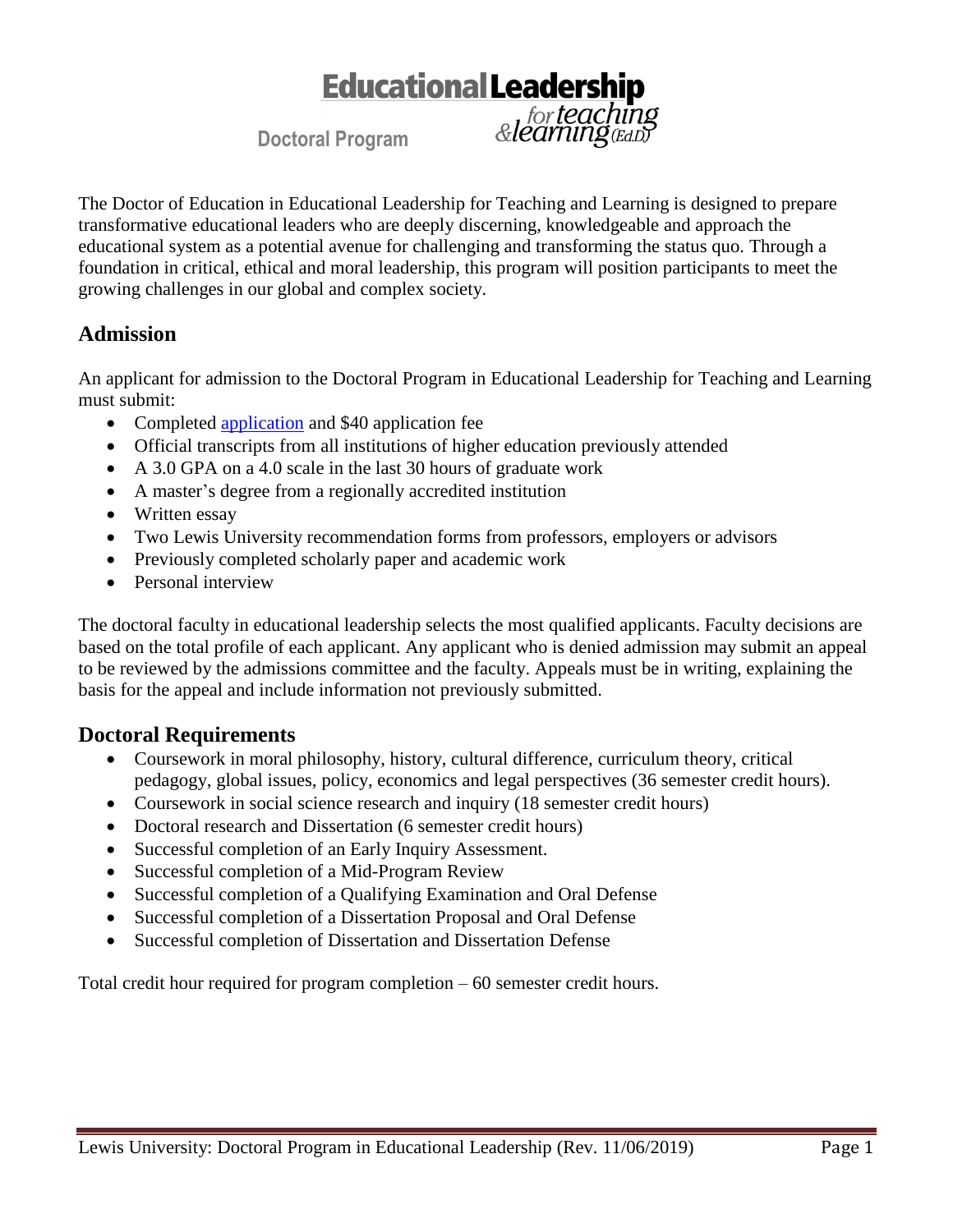# Educational Leadership for teaching & learning (Ed.D)

**Doctoral Program**

The Doctor of Education in Educational Leadership for Teaching and Learning is designed to prepare transformative educational leaders who are deeply discerning, knowledgeable and approach the educational system as a potential avenue for challenging and transforming the status quo. Through a foundation in critical, ethical and moral leadership, this program will position participants to meet the growing challenges in our global and complex society.

## Admission

An applicant for admission to the Doctoral Program in Educational Leadership for Teaching and Learning must submit:

- Completed application and $40 application fee
- Official transcripts from all institutions of higher education previously attended
- A 3.0 GPA on a 4.0 scale in the last 30 hours of graduate work
- A master's degree from a regionally accredited institution
- Written essay
- Two Lewis University recommendation forms from professors, employers or advisors
- Previously completed scholarly paper and academic work
- Personal interview

The doctoral faculty in educational leadership selects the most qualified applicants. Faculty decisions are based on the total profile of each applicant. Any applicant who is denied admission may submit an appeal to be reviewed by the admissions committee and the faculty. Appeals must be in writing, explaining the basis for the appeal and include information not previously submitted.

## Doctoral Requirements

- Coursework in moral philosophy, history, cultural difference, curriculum theory, critical pedagogy, global issues, policy, economics and legal perspectives (36 semester credit hours).
- Coursework in social science research and inquiry (18 semester credit hours)
- Doctoral research and Dissertation (6 semester credit hours)
- Successful completion of an Early Inquiry Assessment.
- Successful completion of a Mid-Program Review
- Successful completion of a Qualifying Examination and Oral Defense
- Successful completion of a Dissertation Proposal and Oral Defense
- Successful completion of Dissertation and Dissertation Defense

Total credit hour required for program completion – 60 semester credit hours.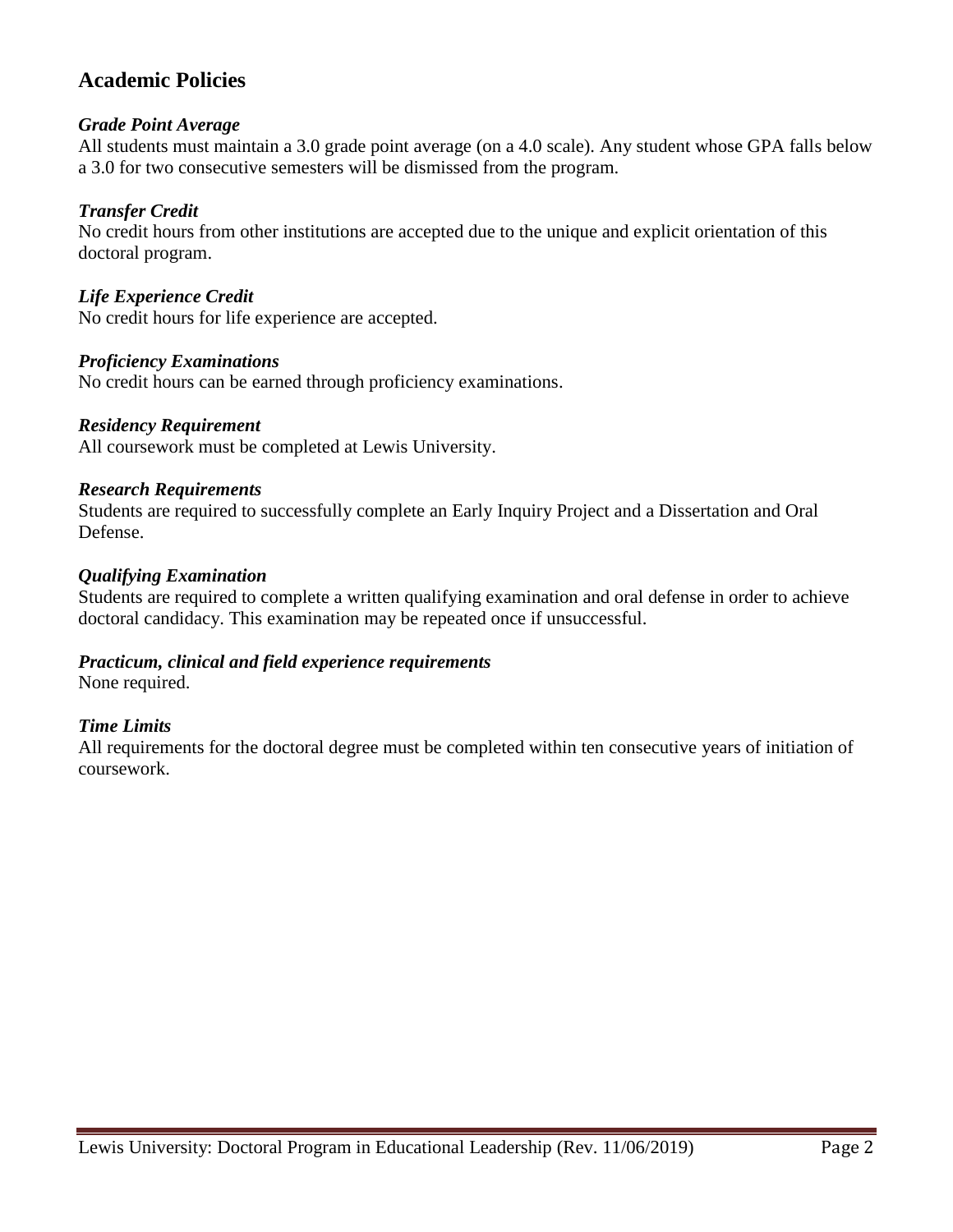## Academic Policies

***Grade Point Average***

All students must maintain a 3.0 grade point average (on a 4.0 scale). Any student whose GPA falls below a 3.0 for two consecutive semesters will be dismissed from the program.

***Transfer Credit***

No credit hours from other institutions are accepted due to the unique and explicit orientation of this doctoral program.

***Life Experience Credit***

No credit hours for life experience are accepted.

***Proficiency Examinations***

No credit hours can be earned through proficiency examinations.

***Residency Requirement***

All coursework must be completed at Lewis University.

***Research Requirements***

Students are required to successfully complete an Early Inquiry Project and a Dissertation and Oral Defense.

***Qualifying Examination***

Students are required to complete a written qualifying examination and oral defense in order to achieve doctoral candidacy. This examination may be repeated once if unsuccessful.

***Practicum, clinical and field experience requirements***

None required.

***Time Limits***

All requirements for the doctoral degree must be completed within ten consecutive years of initiation of coursework.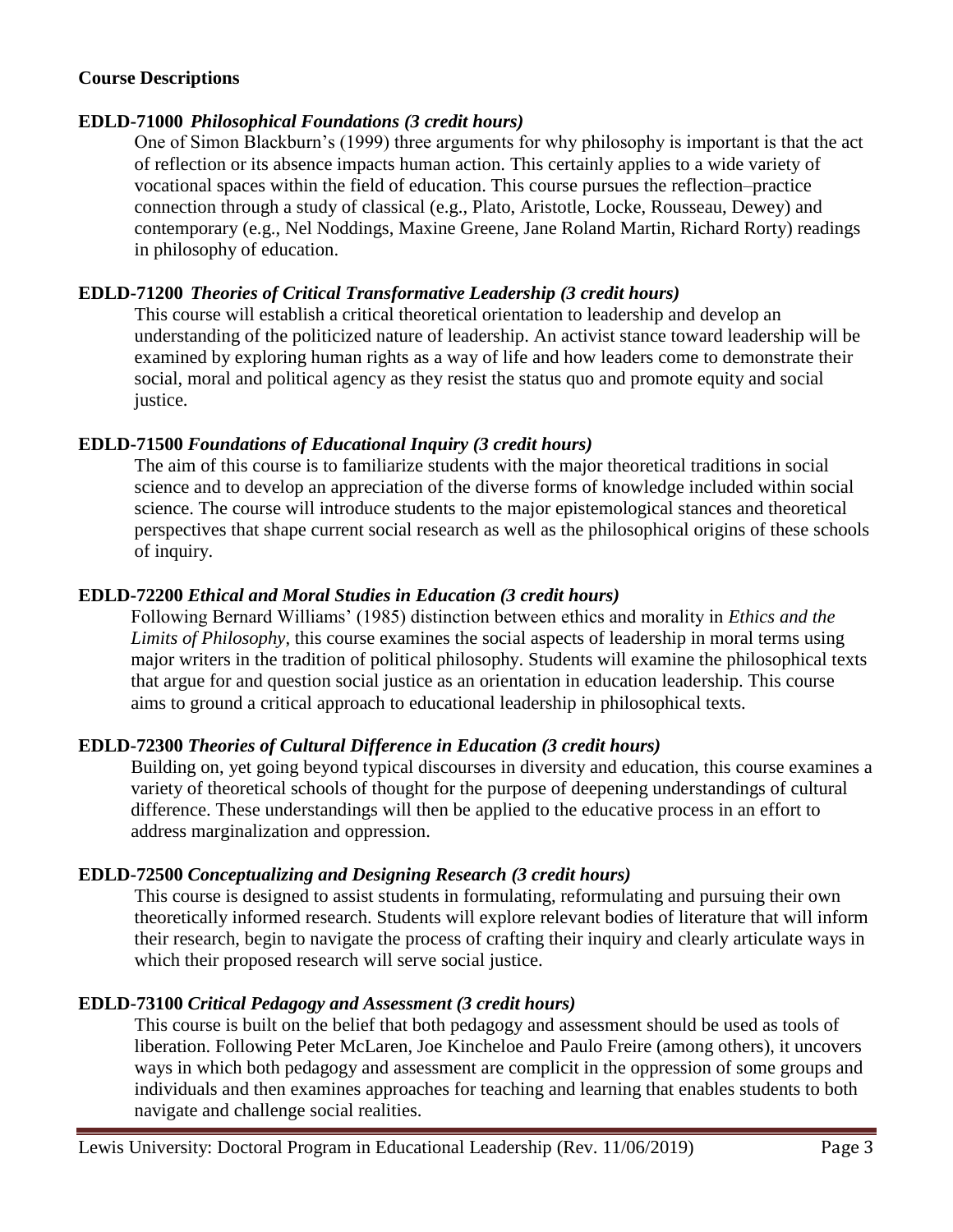**Course Descriptions**

**EDLD-71000** ***Philosophical Foundations (3 credit hours)***

One of Simon Blackburn's (1999) three arguments for why philosophy is important is that the act of reflection or its absence impacts human action. This certainly applies to a wide variety of vocational spaces within the field of education. This course pursues the reflection–practice connection through a study of classical (e.g., Plato, Aristotle, Locke, Rousseau, Dewey) and contemporary (e.g., Nel Noddings, Maxine Greene, Jane Roland Martin, Richard Rorty) readings in philosophy of education.

**EDLD-71200** ***Theories of Critical Transformative Leadership (3 credit hours)***

This course will establish a critical theoretical orientation to leadership and develop an understanding of the politicized nature of leadership. An activist stance toward leadership will be examined by exploring human rights as a way of life and how leaders come to demonstrate their social, moral and political agency as they resist the status quo and promote equity and social justice.

**EDLD-71500** ***Foundations of Educational Inquiry (3 credit hours)***

The aim of this course is to familiarize students with the major theoretical traditions in social science and to develop an appreciation of the diverse forms of knowledge included within social science. The course will introduce students to the major epistemological stances and theoretical perspectives that shape current social research as well as the philosophical origins of these schools of inquiry.

**EDLD-72200** ***Ethical and Moral Studies in Education (3 credit hours)***

Following Bernard Williams' (1985) distinction between ethics and morality in *Ethics and the Limits of Philosophy*, this course examines the social aspects of leadership in moral terms using major writers in the tradition of political philosophy. Students will examine the philosophical texts that argue for and question social justice as an orientation in education leadership. This course aims to ground a critical approach to educational leadership in philosophical texts.

**EDLD-72300** ***Theories of Cultural Difference in Education (3 credit hours)***

Building on, yet going beyond typical discourses in diversity and education, this course examines a variety of theoretical schools of thought for the purpose of deepening understandings of cultural difference. These understandings will then be applied to the educative process in an effort to address marginalization and oppression.

**EDLD-72500** ***Conceptualizing and Designing Research (3 credit hours)***

This course is designed to assist students in formulating, reformulating and pursuing their own theoretically informed research. Students will explore relevant bodies of literature that will inform their research, begin to navigate the process of crafting their inquiry and clearly articulate ways in which their proposed research will serve social justice.

**EDLD-73100** ***Critical Pedagogy and Assessment (3 credit hours)***

This course is built on the belief that both pedagogy and assessment should be used as tools of liberation. Following Peter McLaren, Joe Kincheloe and Paulo Freire (among others), it uncovers ways in which both pedagogy and assessment are complicit in the oppression of some groups and individuals and then examines approaches for teaching and learning that enables students to both navigate and challenge social realities.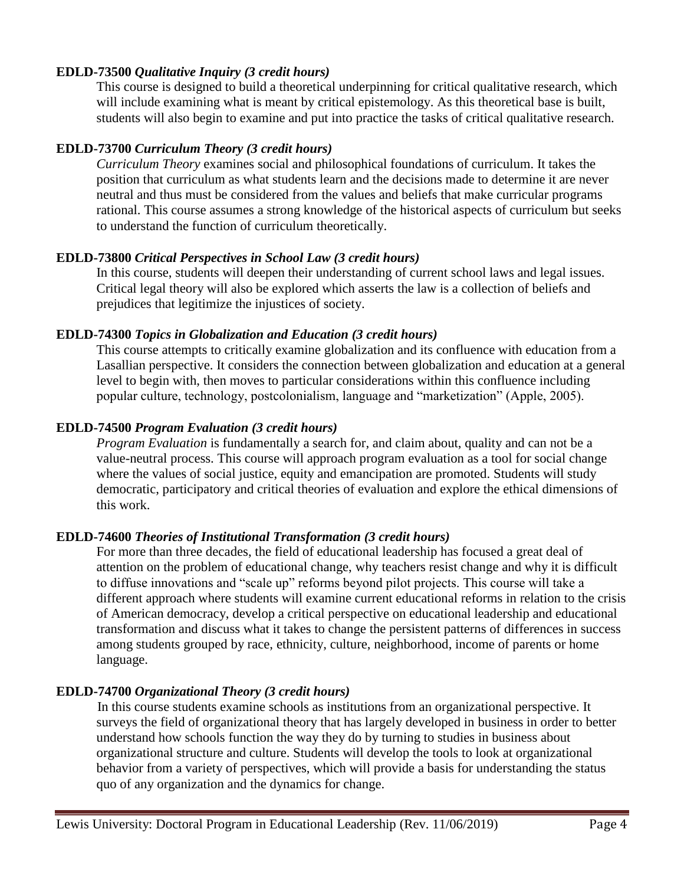**EDLD-73500** ***Qualitative Inquiry (3 credit hours)***

This course is designed to build a theoretical underpinning for critical qualitative research, which will include examining what is meant by critical epistemology. As this theoretical base is built, students will also begin to examine and put into practice the tasks of critical qualitative research.

**EDLD-73700** ***Curriculum Theory (3 credit hours)***

*Curriculum Theory* examines social and philosophical foundations of curriculum. It takes the position that curriculum as what students learn and the decisions made to determine it are never neutral and thus must be considered from the values and beliefs that make curricular programs rational. This course assumes a strong knowledge of the historical aspects of curriculum but seeks to understand the function of curriculum theoretically.

**EDLD-73800** ***Critical Perspectives in School Law (3 credit hours)***

In this course, students will deepen their understanding of current school laws and legal issues. Critical legal theory will also be explored which asserts the law is a collection of beliefs and prejudices that legitimize the injustices of society.

**EDLD-74300** ***Topics in Globalization and Education (3 credit hours)***

This course attempts to critically examine globalization and its confluence with education from a Lasallian perspective. It considers the connection between globalization and education at a general level to begin with, then moves to particular considerations within this confluence including popular culture, technology, postcolonialism, language and "marketization" (Apple, 2005).

**EDLD-74500** ***Program Evaluation (3 credit hours)***

*Program Evaluation* is fundamentally a search for, and claim about, quality and can not be a value-neutral process. This course will approach program evaluation as a tool for social change where the values of social justice, equity and emancipation are promoted. Students will study democratic, participatory and critical theories of evaluation and explore the ethical dimensions of this work.

**EDLD-74600** ***Theories of Institutional Transformation (3 credit hours)***

For more than three decades, the field of educational leadership has focused a great deal of attention on the problem of educational change, why teachers resist change and why it is difficult to diffuse innovations and "scale up" reforms beyond pilot projects. This course will take a different approach where students will examine current educational reforms in relation to the crisis of American democracy, develop a critical perspective on educational leadership and educational transformation and discuss what it takes to change the persistent patterns of differences in success among students grouped by race, ethnicity, culture, neighborhood, income of parents or home language.

**EDLD-74700** ***Organizational Theory (3 credit hours)***

In this course students examine schools as institutions from an organizational perspective. It surveys the field of organizational theory that has largely developed in business in order to better understand how schools function the way they do by turning to studies in business about organizational structure and culture. Students will develop the tools to look at organizational behavior from a variety of perspectives, which will provide a basis for understanding the status quo of any organization and the dynamics for change.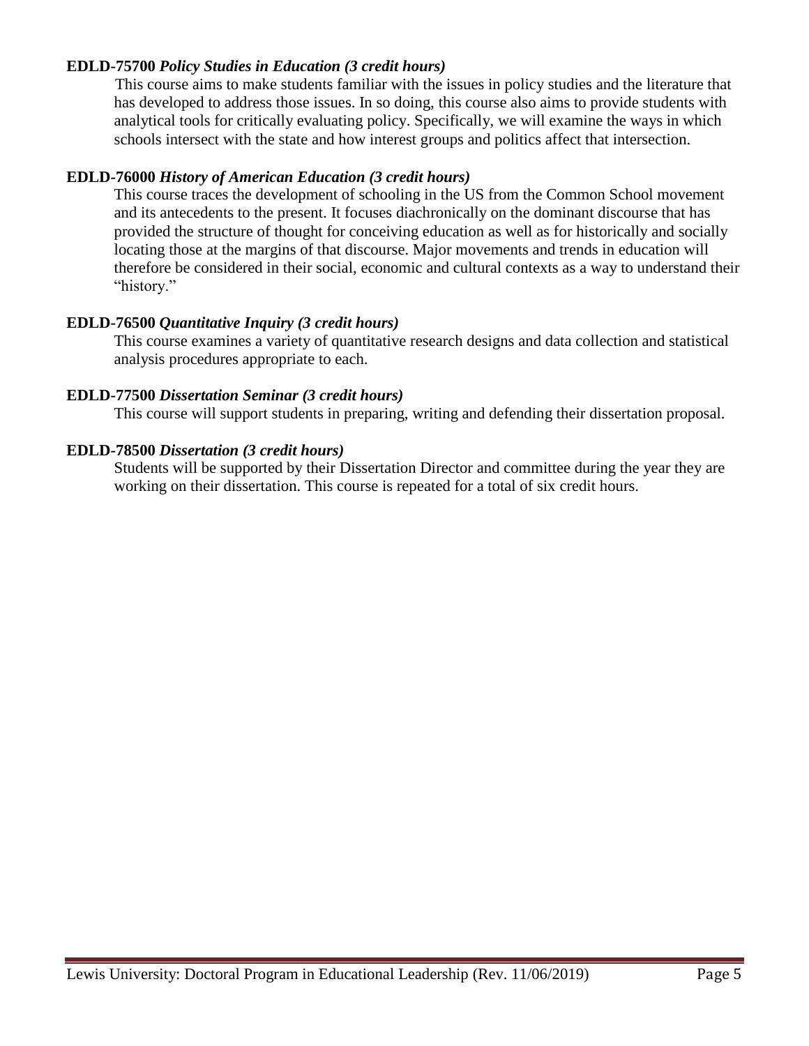**EDLD-75700** ***Policy Studies in Education (3 credit hours)***

This course aims to make students familiar with the issues in policy studies and the literature that has developed to address those issues. In so doing, this course also aims to provide students with analytical tools for critically evaluating policy. Specifically, we will examine the ways in which schools intersect with the state and how interest groups and politics affect that intersection.

**EDLD-76000** ***History of American Education (3 credit hours)***

This course traces the development of schooling in the US from the Common School movement and its antecedents to the present. It focuses diachronically on the dominant discourse that has provided the structure of thought for conceiving education as well as for historically and socially locating those at the margins of that discourse. Major movements and trends in education will therefore be considered in their social, economic and cultural contexts as a way to understand their "history."

**EDLD-76500** ***Quantitative Inquiry (3 credit hours)***

This course examines a variety of quantitative research designs and data collection and statistical analysis procedures appropriate to each.

**EDLD-77500** ***Dissertation Seminar (3 credit hours)***

This course will support students in preparing, writing and defending their dissertation proposal.

**EDLD-78500** ***Dissertation (3 credit hours)***

Students will be supported by their Dissertation Director and committee during the year they are working on their dissertation. This course is repeated for a total of six credit hours.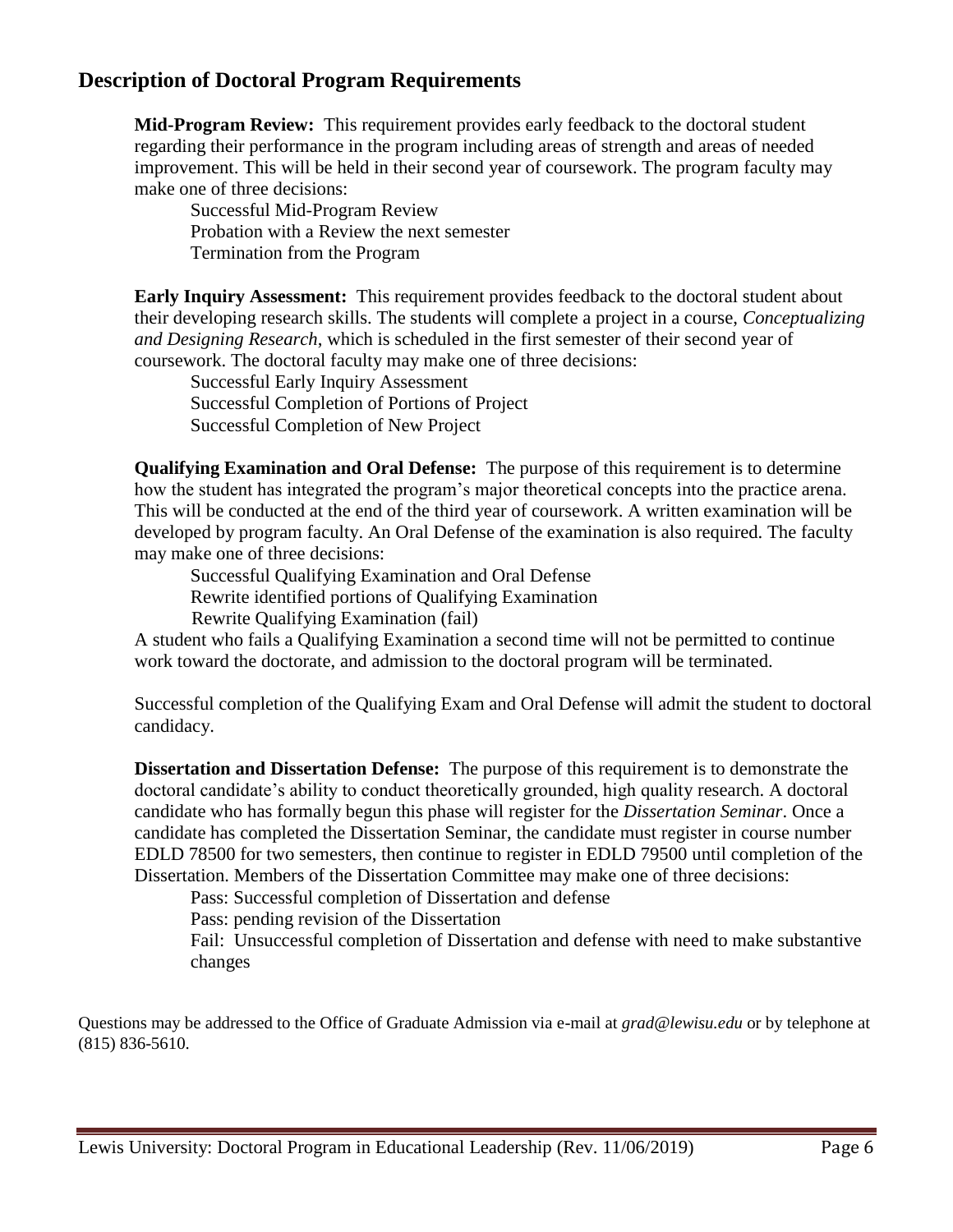## Description of Doctoral Program Requirements

**Mid-Program Review:** This requirement provides early feedback to the doctoral student regarding their performance in the program including areas of strength and areas of needed improvement. This will be held in their second year of coursework. The program faculty may make one of three decisions:

- Successful Mid-Program Review
- Probation with a Review the next semester
- Termination from the Program

**Early Inquiry Assessment:** This requirement provides feedback to the doctoral student about their developing research skills. The students will complete a project in a course, *Conceptualizing and Designing Research*, which is scheduled in the first semester of their second year of coursework. The doctoral faculty may make one of three decisions:

- Successful Early Inquiry Assessment
- Successful Completion of Portions of Project
- Successful Completion of New Project

**Qualifying Examination and Oral Defense:** The purpose of this requirement is to determine how the student has integrated the program's major theoretical concepts into the practice arena. This will be conducted at the end of the third year of coursework. A written examination will be developed by program faculty. An Oral Defense of the examination is also required. The faculty may make one of three decisions:

- Successful Qualifying Examination and Oral Defense
- Rewrite identified portions of Qualifying Examination
- Rewrite Qualifying Examination (fail)

A student who fails a Qualifying Examination a second time will not be permitted to continue work toward the doctorate, and admission to the doctoral program will be terminated.

Successful completion of the Qualifying Exam and Oral Defense will admit the student to doctoral candidacy.

**Dissertation and Dissertation Defense:** The purpose of this requirement is to demonstrate the doctoral candidate's ability to conduct theoretically grounded, high quality research. A doctoral candidate who has formally begun this phase will register for the *Dissertation Seminar*. Once a candidate has completed the Dissertation Seminar, the candidate must register in course number EDLD 78500 for two semesters, then continue to register in EDLD 79500 until completion of the Dissertation. Members of the Dissertation Committee may make one of three decisions:

- Pass: Successful completion of Dissertation and defense
- Pass: pending revision of the Dissertation
- Fail: Unsuccessful completion of Dissertation and defense with need to make substantive changes

Questions may be addressed to the Office of Graduate Admission via e-mail at *grad@lewisu.edu* or by telephone at (815) 836-5610.